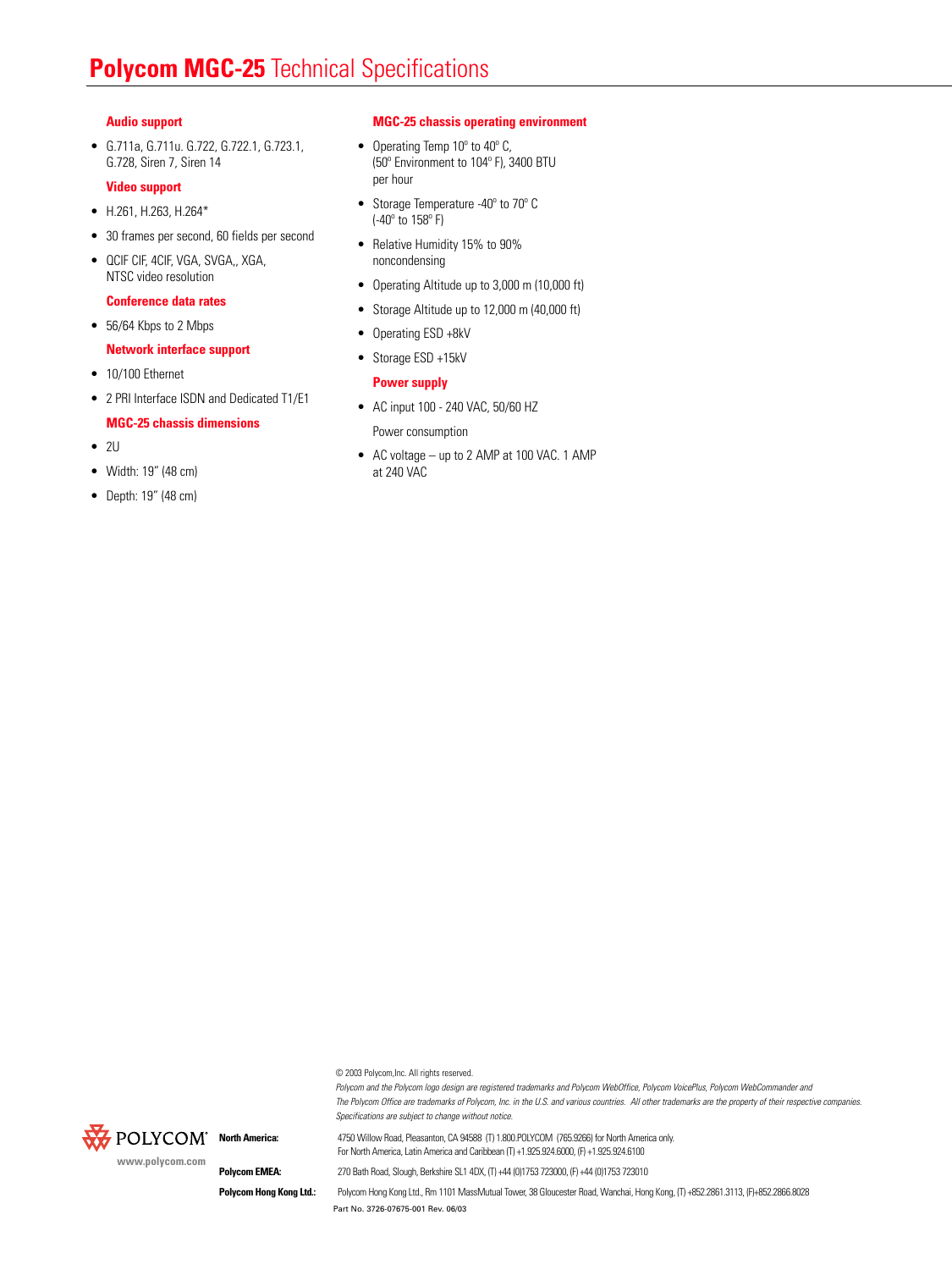# **Polycom MGC-25** Technical Specifications

### Audio support

- G.711a, G.711u. G.722, G.722.1, G.723.1, G.728, Siren 7, Siren 14

### Video support

- H.261, H.263, H.264*
- 30 frames per second, 60 fields per second
- QCIF CIF, 4CIF, VGA, SVGA,, XGA, NTSC video resolution

### Conference data rates

- 56/64 Kbps to 2 Mbps

### Network interface support

- 10/100 Ethernet
- 2 PRI Interface ISDN and Dedicated T1/E1

### MGC-25 chassis dimensions

- 2U
- Width: 19" (48 cm)
- Depth: 19" (48 cm)

### MGC-25 chassis operating environment

- Operating Temp 10° to 40° C, (50° Environment to 104° F), 3400 BTU per hour
- Storage Temperature -40° to 70° C (-40° to 158° F)
- Relative Humidity 15% to 90% noncondensing
- Operating Altitude up to 3,000 m (10,000 ft)
- Storage Altitude up to 12,000 m (40,000 ft)
- Operating ESD +8kV
- Storage ESD +15kV

### Power supply

- AC input 100 - 240 VAC, 50/60 HZ

  Power consumption

- AC voltage – up to 2 AMP at 100 VAC. 1 AMP at 240 VAC

© 2003 Polycom,Inc. All rights reserved.

*Polycom and the Polycom logo design are registered trademarks and Polycom WebOffice, Polycom VoicePlus, Polycom WebCommander and The Polycom Office are trademarks of Polycom, Inc. in the U.S. and various countries. All other trademarks are the property of their respective companies. Specifications are subject to change without notice.*

POLYCOM®
www.polycom.com

**North America:** 4750 Willow Road, Pleasanton, CA 94588 (T) 1.800.POLYCOM (765.9266) for North America only. For North America, Latin America and Caribbean (T) +1.925.924.6000, (F) +1.925.924.6100

**Polycom EMEA:** 270 Bath Road, Slough, Berkshire SL1 4DX, (T) +44 (0)1753 723000, (F) +44 (0)1753 723010

**Polycom Hong Kong Ltd.:** Polycom Hong Kong Ltd., Rm 1101 MassMutual Tower, 38 Gloucester Road, Wanchai, Hong Kong, (T) +852.2861.3113, (F)+852.2866.8028

Part No. 3726-07675-001 Rev. 06/03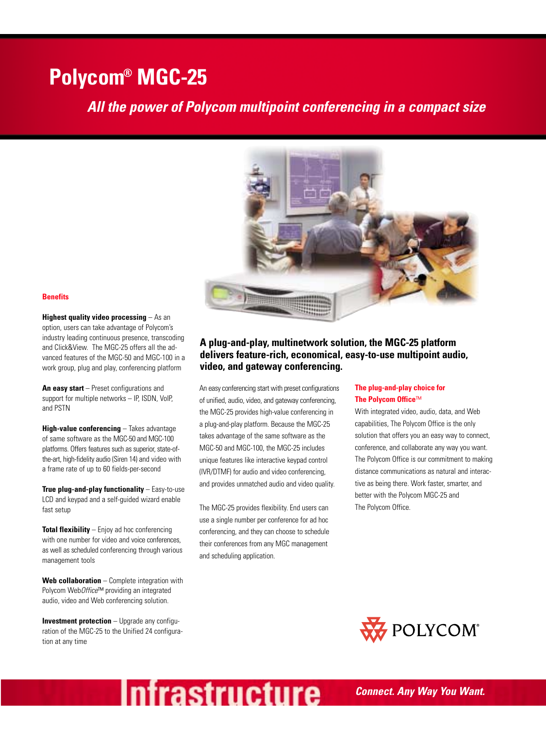# Polycom® MGC-25

## *All the power of Polycom multipoint conferencing in a compact size*

### Benefits

**Highest quality video processing** – As an option, users can take advantage of Polycom's industry leading continuous presence, transcoding and Click&View. The MGC-25 offers all the advanced features of the MGC-50 and MGC-100 in a work group, plug and play, conferencing platform

**An easy start** – Preset configurations and support for multiple networks – IP, ISDN, VoIP, and PSTN

**High-value conferencing** – Takes advantage of same software as the MGC-50 and MGC-100 platforms. Offers features such as superior, state-of-the-art, high-fidelity audio (Siren 14) and video with a frame rate of up to 60 fields-per-second

**True plug-and-play functionality** – Easy-to-use LCD and keypad and a self-guided wizard enable fast setup

**Total flexibility** – Enjoy ad hoc conferencing with one number for video and voice conferences, as well as scheduled conferencing through various management tools

**Web collaboration** – Complete integration with Polycom Web*Office*™ providing an integrated audio, video and Web conferencing solution.

**Investment protection** – Upgrade any configuration of the MGC-25 to the Unified 24 configuration at any time

### A plug-and-play, multinetwork solution, the MGC-25 platform delivers feature-rich, economical, easy-to-use multipoint audio, video, and gateway conferencing.

An easy conferencing start with preset configurations of unified, audio, video, and gateway conferencing, the MGC-25 provides high-value conferencing in a plug-and-play platform. Because the MGC-25 takes advantage of the same software as the MGC-50 and MGC-100, the MGC-25 includes unique features like interactive keypad control (IVR/DTMF) for audio and video conferencing, and provides unmatched audio and video quality.

The MGC-25 provides flexibility. End users can use a single number per conference for ad hoc conferencing, and they can choose to schedule their conferences from any MGC management and scheduling application.

### The plug-and-play choice for The Polycom Office™

With integrated video, audio, data, and Web capabilities, The Polycom Office is the only solution that offers you an easy way to connect, conference, and collaborate any way you want. The Polycom Office is our commitment to making distance communications as natural and interactive as being there. Work faster, smarter, and better with the Polycom MGC-25 and The Polycom Office.

POLYCOM®

Infrastructure

*Connect. Any Way You Want.*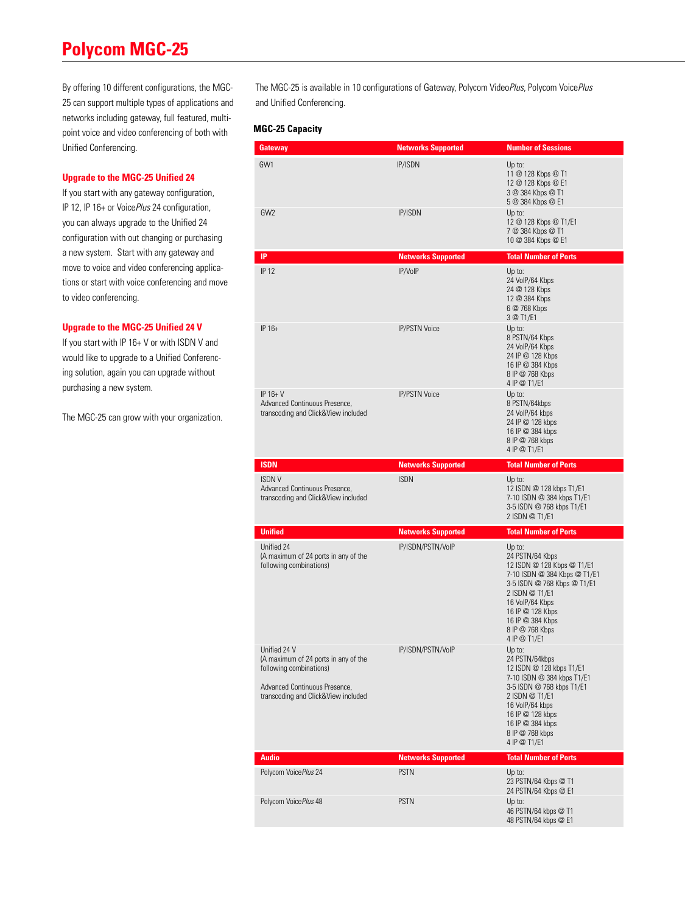# Polycom MGC-25

By offering 10 different configurations, the MGC-25 can support multiple types of applications and networks including gateway, full featured, multi-point voice and video conferencing of both with Unified Conferencing.

### Upgrade to the MGC-25 Unified 24

If you start with any gateway configuration, IP 12, IP 16+ or Voice*Plus* 24 configuration, you can always upgrade to the Unified 24 configuration with out changing or purchasing a new system. Start with any gateway and move to voice and video conferencing applications or start with voice conferencing and move to video conferencing.

### Upgrade to the MGC-25 Unified 24 V

If you start with IP 16+ V or with ISDN V and would like to upgrade to a Unified Conferencing solution, again you can upgrade without purchasing a new system.

The MGC-25 can grow with your organization.

The MGC-25 is available in 10 configurations of Gateway, Polycom Video*Plus*, Polycom Voice*Plus* and Unified Conferencing.

**MGC-25 Capacity**

| Gateway | Networks Supported | Number of Sessions |
|---|---|---|
| GW1 | IP/ISDN | Up to:<br>11 @ 128 Kbps @ T1<br>12 @ 128 Kbps @ E1<br>3 @ 384 Kbps @ T1<br>5 @ 384 Kbps @ E1 |
| GW2 | IP/ISDN | Up to:<br>12 @ 128 Kbps @ T1/E1<br>7 @ 384 Kbps @ T1<br>10 @ 384 Kbps @ E1 |
| **IP** | **Networks Supported** | **Total Number of Ports** |
| IP 12 | IP/VoIP | Up to:<br>24 VoIP/64 Kbps<br>24 @ 128 Kbps<br>12 @ 384 Kbps<br>6 @ 768 Kbps<br>3 @ T1/E1 |
| IP 16+ | IP/PSTN Voice | Up to:<br>8 PSTN/64 Kbps<br>24 VoIP/64 Kbps<br>24 IP @ 128 Kbps<br>16 IP @ 384 Kbps<br>8 IP @ 768 Kbps<br>4 IP @ T1/E1 |
| IP 16+ V<br>Advanced Continuous Presence, transcoding and Click&View included | IP/PSTN Voice | Up to:<br>8 PSTN/64kbps<br>24 VoIP/64 kbps<br>24 IP @ 128 kbps<br>16 IP @ 384 kbps<br>8 IP @ 768 kbps<br>4 IP @ T1/E1 |
| **ISDN** | **Networks Supported** | **Total Number of Ports** |
| ISDN V<br>Advanced Continuous Presence, transcoding and Click&View included | ISDN | Up to:<br>12 ISDN @ 128 kbps T1/E1<br>7-10 ISDN @ 384 kbps T1/E1<br>3-5 ISDN @ 768 kbps T1/E1<br>2 ISDN @ T1/E1 |
| **Unified** | **Networks Supported** | **Total Number of Ports** |
| Unified 24<br>(A maximum of 24 ports in any of the following combinations) | IP/ISDN/PSTN/VoIP | Up to:<br>24 PSTN/64 Kbps<br>12 ISDN @ 128 Kbps @ T1/E1<br>7-10 ISDN @ 384 Kbps @ T1/E1<br>3-5 ISDN @ 768 Kbps @ T1/E1<br>2 ISDN @ T1/E1<br>16 VoIP/64 Kbps<br>16 IP @ 128 Kbps<br>16 IP @ 384 Kbps<br>8 IP @ 768 Kbps<br>4 IP @ T1/E1 |
| Unified 24 V<br>(A maximum of 24 ports in any of the following combinations)<br><br>Advanced Continuous Presence, transcoding and Click&View included | IP/ISDN/PSTN/VoIP | Up to:<br>24 PSTN/64kbps<br>12 ISDN @ 128 kbps T1/E1<br>7-10 ISDN @ 384 kbps T1/E1<br>3-5 ISDN @ 768 kbps T1/E1<br>2 ISDN @ T1/E1<br>16 VoIP/64 kbps<br>16 IP @ 128 kbps<br>16 IP @ 384 kbps<br>8 IP @ 768 kbps<br>4 IP @ T1/E1 |
| **Audio** | **Networks Supported** | **Total Number of Ports** |
| Polycom Voice*Plus* 24 | PSTN | Up to:<br>23 PSTN/64 Kbps @ T1<br>24 PSTN/64 Kbps @ E1 |
| Polycom Voice*Plus* 48 | PSTN | Up to:<br>46 PSTN/64 kbps @ T1<br>48 PSTN/64 kbps @ E1 |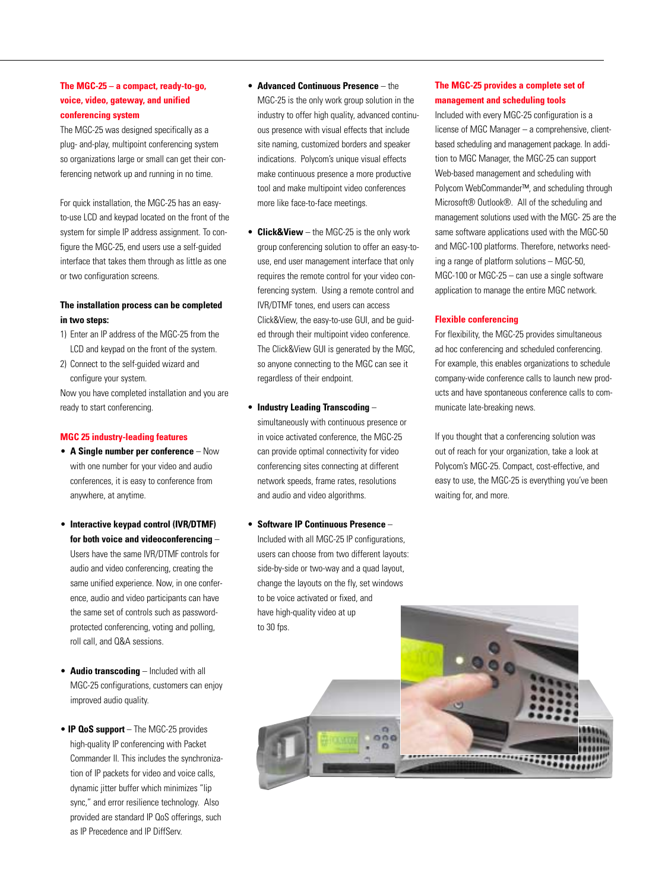## The MGC-25 – a compact, ready-to-go, voice, video, gateway, and unified conferencing system

The MGC-25 was designed specifically as a plug- and-play, multipoint conferencing system so organizations large or small can get their conferencing network up and running in no time.

For quick installation, the MGC-25 has an easy-to-use LCD and keypad located on the front of the system for simple IP address assignment. To configure the MGC-25, end users use a self-guided interface that takes them through as little as one or two configuration screens.

**The installation process can be completed in two steps:**

1) Enter an IP address of the MGC-25 from the LCD and keypad on the front of the system.
2) Connect to the self-guided wizard and configure your system.

Now you have completed installation and you are ready to start conferencing.

## MGC 25 industry-leading features

- **A Single number per conference** – Now with one number for your video and audio conferences, it is easy to conference from anywhere, at anytime.

- **Interactive keypad control (IVR/DTMF) for both voice and videoconferencing** – Users have the same IVR/DTMF controls for audio and video conferencing, creating the same unified experience. Now, in one conference, audio and video participants can have the same set of controls such as password-protected conferencing, voting and polling, roll call, and Q&A sessions.

- **Audio transcoding** – Included with all MGC-25 configurations, customers can enjoy improved audio quality.

- **IP QoS support** – The MGC-25 provides high-quality IP conferencing with Packet Commander II. This includes the synchronization of IP packets for video and voice calls, dynamic jitter buffer which minimizes "lip sync," and error resilience technology. Also provided are standard IP QoS offerings, such as IP Precedence and IP DiffServ.

- **Advanced Continuous Presence** – the MGC-25 is the only work group solution in the industry to offer high quality, advanced continuous presence with visual effects that include site naming, customized borders and speaker indications. Polycom's unique visual effects make continuous presence a more productive tool and make multipoint video conferences more like face-to-face meetings.

- **Click&View** – the MGC-25 is the only work group conferencing solution to offer an easy-to-use, end user management interface that only requires the remote control for your video conferencing system. Using a remote control and IVR/DTMF tones, end users can access Click&View, the easy-to-use GUI, and be guided through their multipoint video conference. The Click&View GUI is generated by the MGC, so anyone connecting to the MGC can see it regardless of their endpoint.

- **Industry Leading Transcoding** – simultaneously with continuous presence or in voice activated conference, the MGC-25 can provide optimal connectivity for video conferencing sites connecting at different network speeds, frame rates, resolutions and audio and video algorithms.

- **Software IP Continuous Presence** – Included with all MGC-25 IP configurations, users can choose from two different layouts: side-by-side or two-way and a quad layout, change the layouts on the fly, set windows to be voice activated or fixed, and have high-quality video at up to 30 fps.

## The MGC-25 provides a complete set of management and scheduling tools

Included with every MGC-25 configuration is a license of MGC Manager – a comprehensive, client-based scheduling and management package. In addition to MGC Manager, the MGC-25 can support Web-based management and scheduling with Polycom WebCommander™, and scheduling through Microsoft® Outlook®. All of the scheduling and management solutions used with the MGC- 25 are the same software applications used with the MGC-50 and MGC-100 platforms. Therefore, networks needing a range of platform solutions – MGC-50, MGC-100 or MGC-25 – can use a single software application to manage the entire MGC network.

## Flexible conferencing

For flexibility, the MGC-25 provides simultaneous ad hoc conferencing and scheduled conferencing. For example, this enables organizations to schedule company-wide conference calls to launch new products and have spontaneous conference calls to communicate late-breaking news.

If you thought that a conferencing solution was out of reach for your organization, take a look at Polycom's MGC-25. Compact, cost-effective, and easy to use, the MGC-25 is everything you've been waiting for, and more.